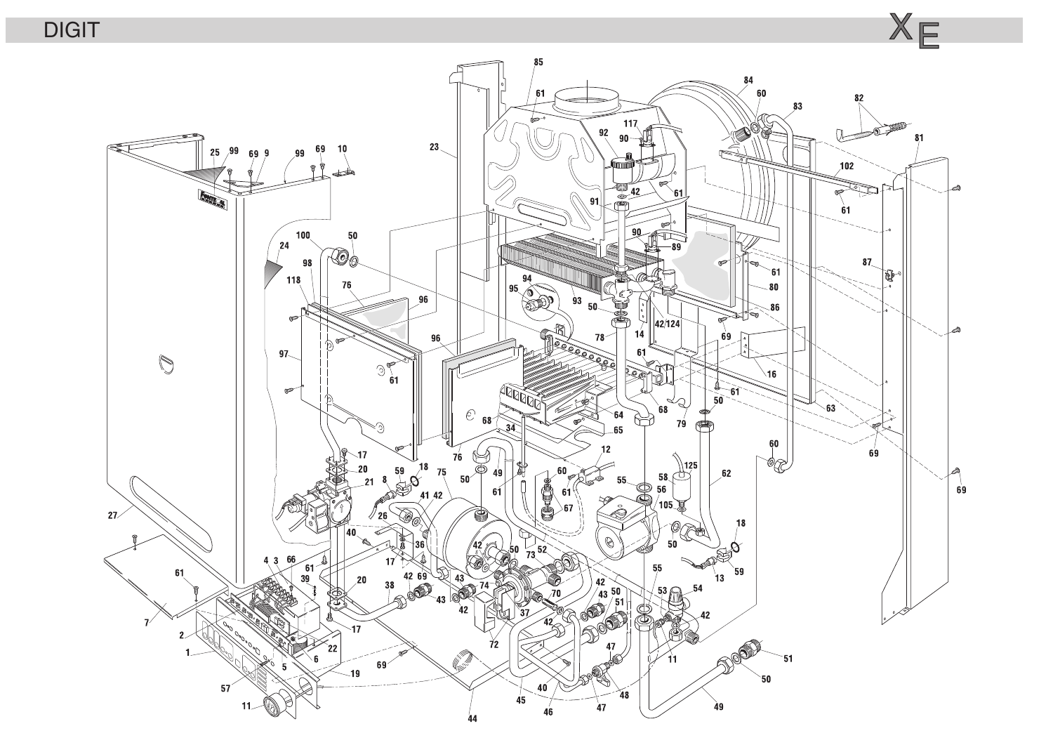# DIGIT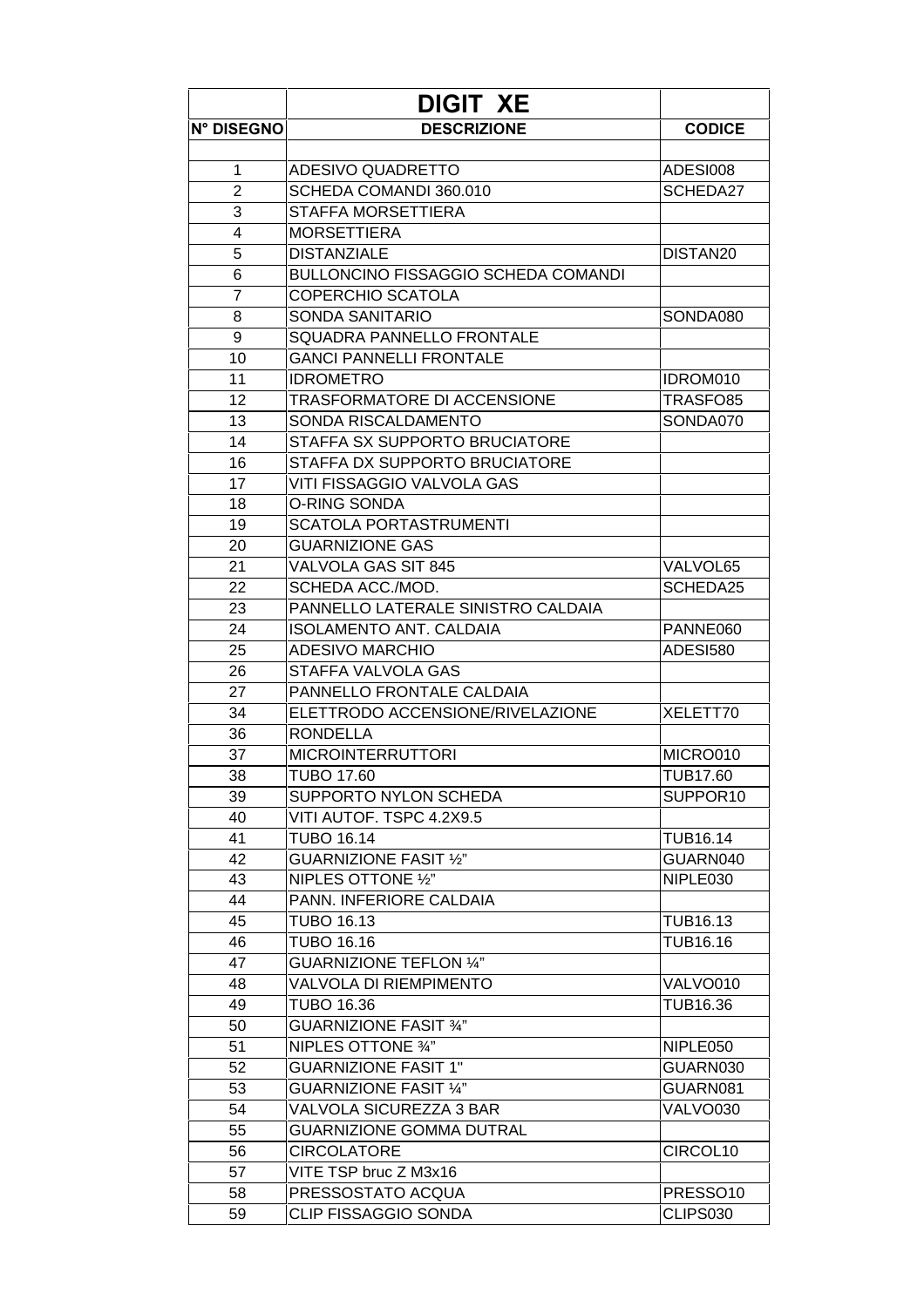| | DIGIT XE | |
|---|---|---|
| **N° DISEGNO** | **DESCRIZIONE** | **CODICE** |
| | | |
| 1 | ADESIVO QUADRETTO | ADESI008 |
| 2 | SCHEDA COMANDI 360.010 | SCHEDA27 |
| 3 | STAFFA MORSETTIERA | |
| 4 | MORSETTIERA | |
| 5 | DISTANZIALE | DISTAN20 |
| 6 | BULLONCINO FISSAGGIO SCHEDA COMANDI | |
| 7 | COPERCHIO SCATOLA | |
| 8 | SONDA SANITARIO | SONDA080 |
| 9 | SQUADRA PANNELLO FRONTALE | |
| 10 | GANCI PANNELLI FRONTALE | |
| 11 | IDROMETRO | IDROM010 |
| 12 | TRASFORMATORE DI ACCENSIONE | TRASFO85 |
| 13 | SONDA RISCALDAMENTO | SONDA070 |
| 14 | STAFFA SX SUPPORTO BRUCIATORE | |
| 16 | STAFFA DX SUPPORTO BRUCIATORE | |
| 17 | VITI FISSAGGIO VALVOLA GAS | |
| 18 | O-RING SONDA | |
| 19 | SCATOLA PORTASTRUMENTI | |
| 20 | GUARNIZIONE GAS | |
| 21 | VALVOLA GAS SIT 845 | VALVOL65 |
| 22 | SCHEDA ACC./MOD. | SCHEDA25 |
| 23 | PANNELLO LATERALE SINISTRO CALDAIA | |
| 24 | ISOLAMENTO ANT. CALDAIA | PANNE060 |
| 25 | ADESIVO MARCHIO | ADESI580 |
| 26 | STAFFA VALVOLA GAS | |
| 27 | PANNELLO FRONTALE CALDAIA | |
| 34 | ELETTRODO ACCENSIONE/RIVELAZIONE | XELETT70 |
| 36 | RONDELLA | |
| 37 | MICROINTERRUTTORI | MICRO010 |
| 38 | TUBO 17.60 | TUB17.60 |
| 39 | SUPPORTO NYLON SCHEDA | SUPPOR10 |
| 40 | VITI AUTOF. TSPC 4.2X9.5 | |
| 41 | TUBO 16.14 | TUB16.14 |
| 42 | GUARNIZIONE FASIT ½" | GUARN040 |
| 43 | NIPLES OTTONE ½" | NIPLE030 |
| 44 | PANN. INFERIORE CALDAIA | |
| 45 | TUBO 16.13 | TUB16.13 |
| 46 | TUBO 16.16 | TUB16.16 |
| 47 | GUARNIZIONE TEFLON ¼" | |
| 48 | VALVOLA DI RIEMPIMENTO | VALVO010 |
| 49 | TUBO 16.36 | TUB16.36 |
| 50 | GUARNIZIONE FASIT ¾" | |
| 51 | NIPLES OTTONE ¾" | NIPLE050 |
| 52 | GUARNIZIONE FASIT 1" | GUARN030 |
| 53 | GUARNIZIONE FASIT ¼" | GUARN081 |
| 54 | VALVOLA SICUREZZA 3 BAR | VALVO030 |
| 55 | GUARNIZIONE GOMMA DUTRAL | |
| 56 | CIRCOLATORE | CIRCOL10 |
| 57 | VITE TSP bruc Z M3x16 | |
| 58 | PRESSOSTATO ACQUA | PRESSO10 |
| 59 | CLIP FISSAGGIO SONDA | CLIPS030 |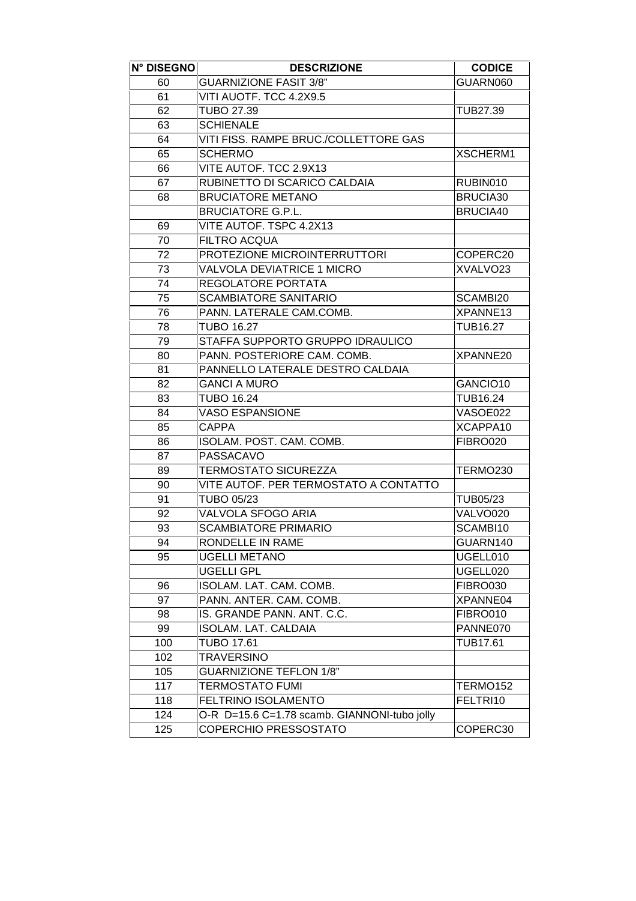| N° DISEGNO | DESCRIZIONE | CODICE |
|---|---|---|
| 60 | GUARNIZIONE FASIT 3/8" | GUARN060 |
| 61 | VITI AUOTF. TCC 4.2X9.5 | |
| 62 | TUBO 27.39 | TUB27.39 |
| 63 | SCHIENALE | |
| 64 | VITI FISS. RAMPE BRUC./COLLETTORE GAS | |
| 65 | SCHERMO | XSCHERM1 |
| 66 | VITE AUTOF. TCC 2.9X13 | |
| 67 | RUBINETTO DI SCARICO CALDAIA | RUBIN010 |
| 68 | BRUCIATORE METANO | BRUCIA30 |
| | BRUCIATORE G.P.L. | BRUCIA40 |
| 69 | VITE AUTOF. TSPC 4.2X13 | |
| 70 | FILTRO ACQUA | |
| 72 | PROTEZIONE MICROINTERRUTTORI | COPERC20 |
| 73 | VALVOLA DEVIATRICE 1 MICRO | XVALVO23 |
| 74 | REGOLATORE PORTATA | |
| 75 | SCAMBIATORE SANITARIO | SCAMBI20 |
| 76 | PANN. LATERALE CAM.COMB. | XPANNE13 |
| 78 | TUBO 16.27 | TUB16.27 |
| 79 | STAFFA SUPPORTO GRUPPO IDRAULICO | |
| 80 | PANN. POSTERIORE CAM. COMB. | XPANNE20 |
| 81 | PANNELLO LATERALE DESTRO CALDAIA | |
| 82 | GANCI A MURO | GANCIO10 |
| 83 | TUBO 16.24 | TUB16.24 |
| 84 | VASO ESPANSIONE | VASOE022 |
| 85 | CAPPA | XCAPPA10 |
| 86 | ISOLAM. POST. CAM. COMB. | FIBRO020 |
| 87 | PASSACAVO | |
| 89 | TERMOSTATO SICUREZZA | TERMO230 |
| 90 | VITE AUTOF. PER TERMOSTATO A CONTATTO | |
| 91 | TUBO 05/23 | TUB05/23 |
| 92 | VALVOLA SFOGO ARIA | VALVO020 |
| 93 | SCAMBIATORE PRIMARIO | SCAMBI10 |
| 94 | RONDELLE IN RAME | GUARN140 |
| 95 | UGELLI METANO | UGELL010 |
| | UGELLI GPL | UGELL020 |
| 96 | ISOLAM. LAT. CAM. COMB. | FIBRO030 |
| 97 | PANN. ANTER. CAM. COMB. | XPANNE04 |
| 98 | IS. GRANDE PANN. ANT. C.C. | FIBRO010 |
| 99 | ISOLAM. LAT. CALDAIA | PANNE070 |
| 100 | TUBO 17.61 | TUB17.61 |
| 102 | TRAVERSINO | |
| 105 | GUARNIZIONE TEFLON 1/8" | |
| 117 | TERMOSTATO FUMI | TERMO152 |
| 118 | FELTRINO ISOLAMENTO | FELTRI10 |
| 124 | O-R D=15.6 C=1.78 scamb. GIANNONI-tubo jolly | |
| 125 | COPERCHIO PRESSOSTATO | COPERC30 |